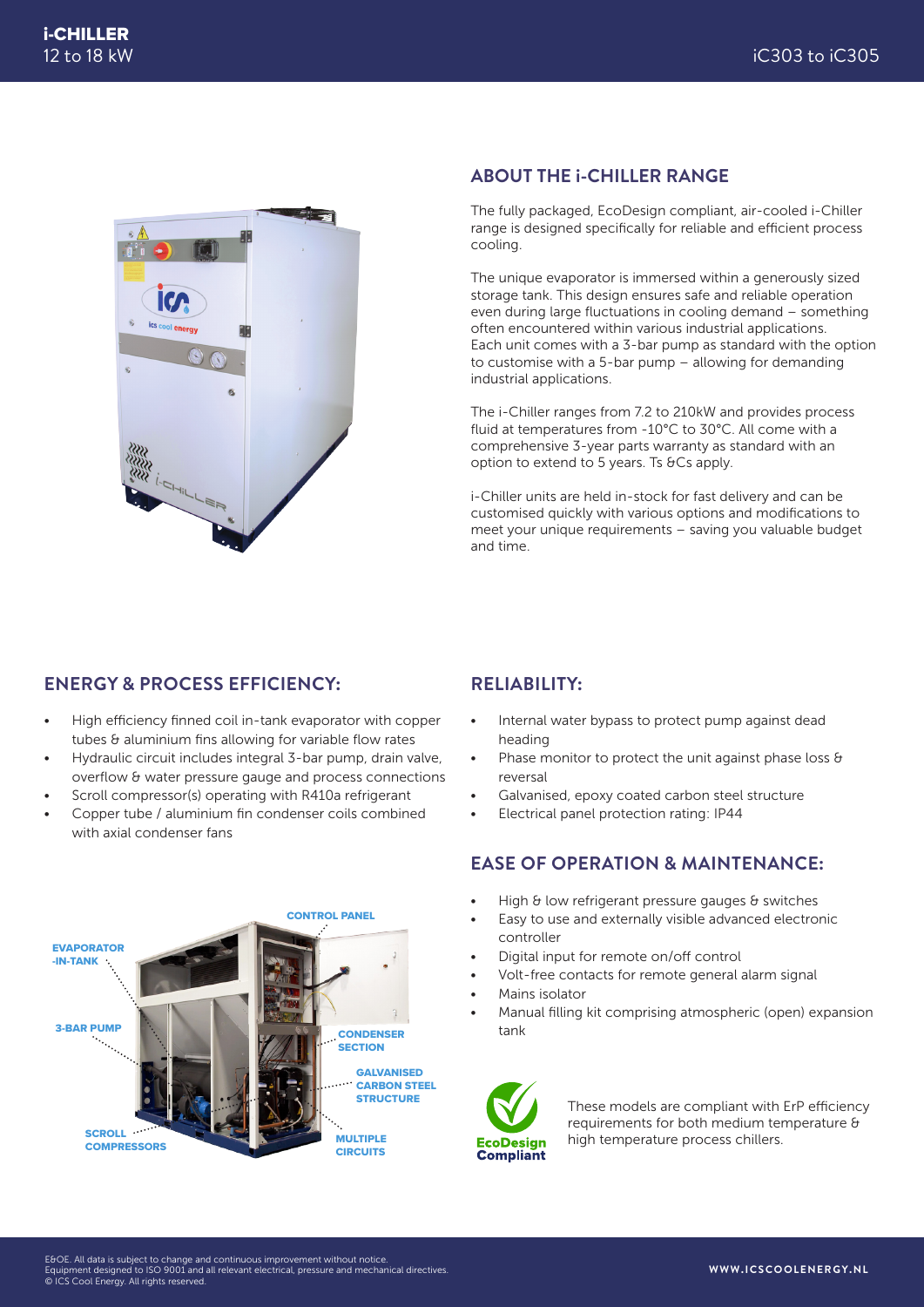# i-CHILLER
12 to 18 kW

iC303 to iC305

## ABOUT THE i-CHILLER RANGE

The fully packaged, EcoDesign compliant, air-cooled i-Chiller range is designed specifically for reliable and efficient process cooling.

The unique evaporator is immersed within a generously sized storage tank. This design ensures safe and reliable operation even during large fluctuations in cooling demand – something often encountered within various industrial applications. Each unit comes with a 3-bar pump as standard with the option to customise with a 5-bar pump – allowing for demanding industrial applications.

The i-Chiller ranges from 7.2 to 210kW and provides process fluid at temperatures from -10°C to 30°C. All come with a comprehensive 3-year parts warranty as standard with an option to extend to 5 years. Ts &Cs apply.

i-Chiller units are held in-stock for fast delivery and can be customised quickly with various options and modifications to meet your unique requirements – saving you valuable budget and time.

## ENERGY & PROCESS EFFICIENCY:

- High efficiency finned coil in-tank evaporator with copper tubes & aluminium fins allowing for variable flow rates
- Hydraulic circuit includes integral 3-bar pump, drain valve, overflow & water pressure gauge and process connections
- Scroll compressor(s) operating with R410a refrigerant
- Copper tube / aluminium fin condenser coils combined with axial condenser fans

EVAPORATOR -IN-TANK · CONTROL PANEL · 3-BAR PUMP · CONDENSER SECTION · GALVANISED CARBON STEEL STRUCTURE · SCROLL COMPRESSORS · MULTIPLE CIRCUITS

## RELIABILITY:

- Internal water bypass to protect pump against dead heading
- Phase monitor to protect the unit against phase loss & reversal
- Galvanised, epoxy coated carbon steel structure
- Electrical panel protection rating: IP44

## EASE OF OPERATION & MAINTENANCE:

- High & low refrigerant pressure gauges & switches
- Easy to use and externally visible advanced electronic controller
- Digital input for remote on/off control
- Volt-free contacts for remote general alarm signal
- Mains isolator
- Manual filling kit comprising atmospheric (open) expansion tank

EcoDesign Compliant

These models are compliant with ErP efficiency requirements for both medium temperature & high temperature process chillers.

E&OE. All data is subject to change and continuous improvement without notice.
Equipment designed to ISO 9001 and all relevant electrical, pressure and mechanical directives.
© ICS Cool Energy. All rights reserved.

WWW.ICSCOOLENERGY.NL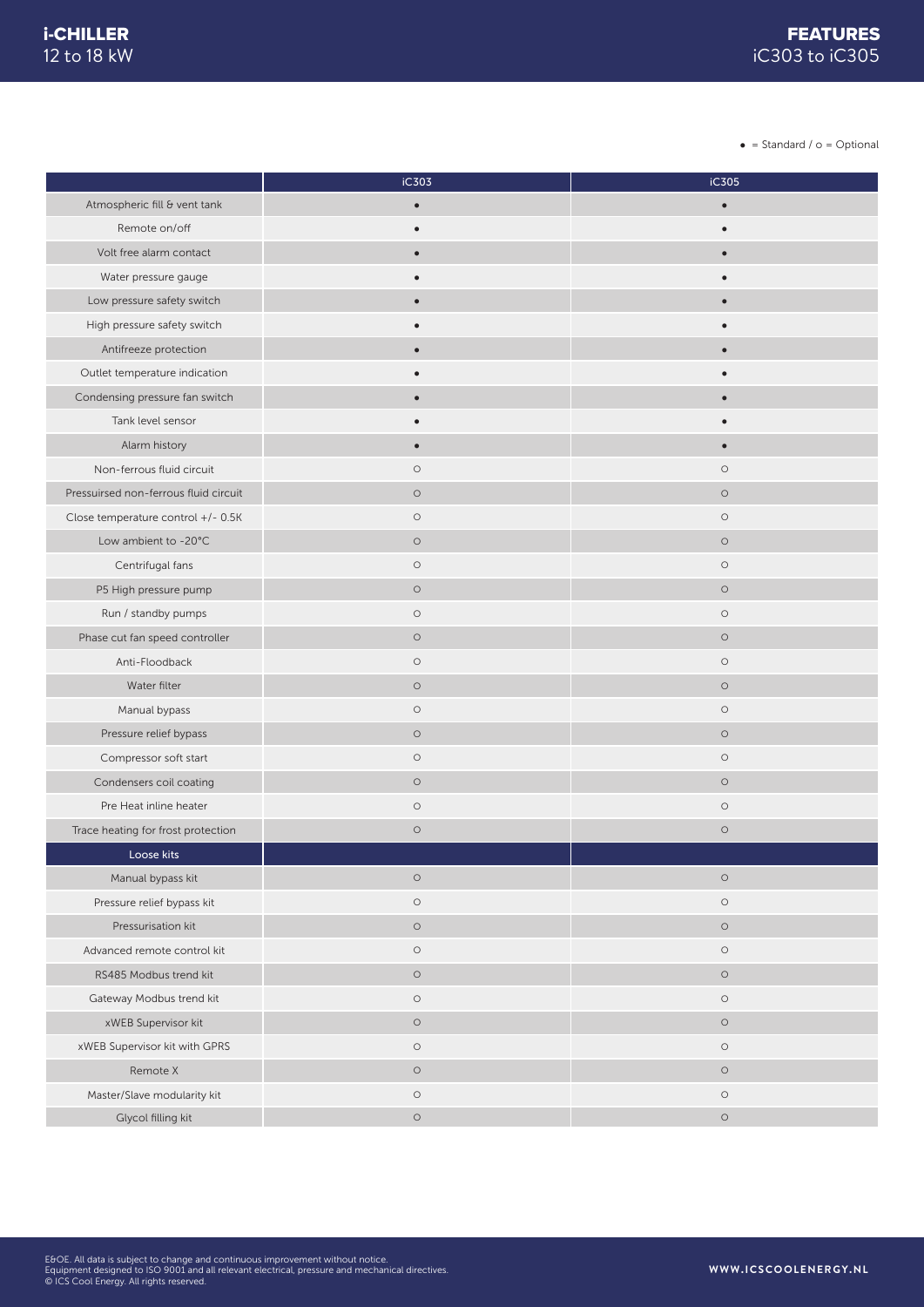# i-CHILLER 12 to 18 kW

## FEATURES iC303 to iC305

● = Standard / ○ = Optional

| | iC303 | iC305 |
|---|---|---|
| Atmospheric fill & vent tank | ● | ● |
| Remote on/off | ● | ● |
| Volt free alarm contact | ● | ● |
| Water pressure gauge | ● | ● |
| Low pressure safety switch | ● | ● |
| High pressure safety switch | ● | ● |
| Antifreeze protection | ● | ● |
| Outlet temperature indication | ● | ● |
| Condensing pressure fan switch | ● | ● |
| Tank level sensor | ● | ● |
| Alarm history | ● | ● |
| Non-ferrous fluid circuit | ○ | ○ |
| Pressuirsed non-ferrous fluid circuit | ○ | ○ |
| Close temperature control +/- 0.5K | ○ | ○ |
| Low ambient to -20°C | ○ | ○ |
| Centrifugal fans | ○ | ○ |
| P5 High pressure pump | ○ | ○ |
| Run / standby pumps | ○ | ○ |
| Phase cut fan speed controller | ○ | ○ |
| Anti-Floodback | ○ | ○ |
| Water filter | ○ | ○ |
| Manual bypass | ○ | ○ |
| Pressure relief bypass | ○ | ○ |
| Compressor soft start | ○ | ○ |
| Condensers coil coating | ○ | ○ |
| Pre Heat inline heater | ○ | ○ |
| Trace heating for frost protection | ○ | ○ |
| **Loose kits** | | |
| Manual bypass kit | ○ | ○ |
| Pressure relief bypass kit | ○ | ○ |
| Pressurisation kit | ○ | ○ |
| Advanced remote control kit | ○ | ○ |
| RS485 Modbus trend kit | ○ | ○ |
| Gateway Modbus trend kit | ○ | ○ |
| xWEB Supervisor kit | ○ | ○ |
| xWEB Supervisor kit with GPRS | ○ | ○ |
| Remote X | ○ | ○ |
| Master/Slave modularity kit | ○ | ○ |
| Glycol filling kit | ○ | ○ |

E&OE. All data is subject to change and continuous improvement without notice.
Equipment designed to ISO 9001 and all relevant electrical, pressure and mechanical directives.
© ICS Cool Energy. All rights reserved.

WWW.ICSCOOLENERGY.NL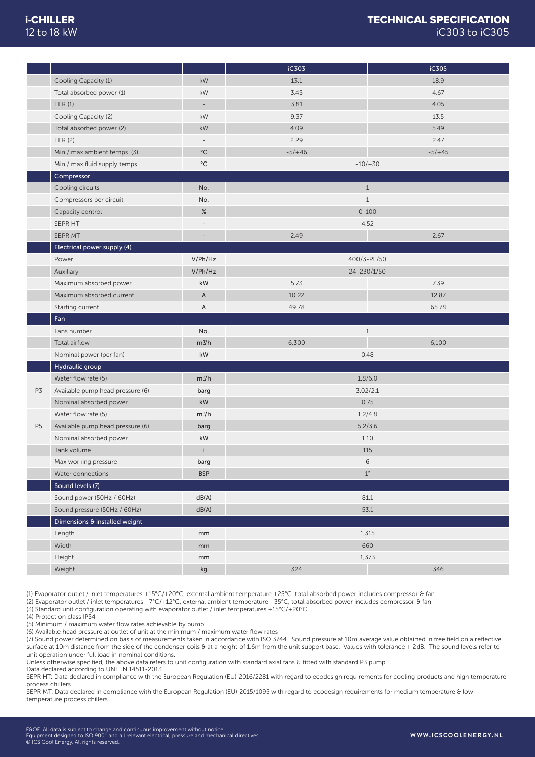# i-CHILLER
12 to 18 kW

# TECHNICAL SPECIFICATION
iC303 to iC305

| | | | iC303 | iC305 |
|---|---|---|---|---|
| | Cooling Capacity (1) | kW | 13.1 | 18.9 |
| | Total absorbed power (1) | kW | 3.45 | 4.67 |
| | EER (1) | - | 3.81 | 4.05 |
| | Cooling Capacity (2) | kW | 9.37 | 13.5 |
| | Total absorbed power (2) | kW | 4.09 | 5.49 |
| | EER (2) | - | 2.29 | 2.47 |
| | Min / max ambient temps. (3) | °C | -5/+46 | -5/+45 |
| | Min / max fluid supply temps. | °C | -10/+30 | |
| | **Compressor** | | | |
| | Cooling circuits | No. | 1 | |
| | Compressors per circuit | No. | 1 | |
| | Capacity control | % | 0-100 | |
| | SEPR HT | - | 4.52 | |
| | SEPR MT | - | 2.49 | 2.67 |
| | **Electrical power supply (4)** | | | |
| | Power | V/Ph/Hz | 400/3-PE/50 | |
| | Auxiliary | V/Ph/Hz | 24-230/1/50 | |
| | Maximum absorbed power | kW | 5.73 | 7.39 |
| | Maximum absorbed current | A | 10.22 | 12.87 |
| | Starting current | A | 49.78 | 65.78 |
| | **Fan** | | | |
| | Fans number | No. | 1 | |
| | Total airflow | m3/h | 6,300 | 6,100 |
| | Nominal power (per fan) | kW | 0.48 | |
| | **Hydraulic group** | | | |
| P3 | Water flow rate (5) | m3/h | 1.8/6.0 | |
| P3 | Available pump head pressure (6) | barg | 3.02/2.1 | |
| P3 | Nominal absorbed power | kW | 0.75 | |
| P5 | Water flow rate (5) | m3/h | 1.2/4.8 | |
| P5 | Available pump head pressure (6) | barg | 5.2/3.6 | |
| P5 | Nominal absorbed power | kW | 1.10 | |
| | Tank volume | l | 115 | |
| | Max working pressure | barg | 6 | |
| | Water connections | BSP | 1" | |
| | **Sound levels (7)** | | | |
| | Sound power (50Hz / 60Hz) | dB(A) | 81.1 | |
| | Sound pressure (50Hz / 60Hz) | dB(A) | 53.1 | |
| | **Dimensions & installed weight** | | | |
| | Length | mm | 1,315 | |
| | Width | mm | 660 | |
| | Height | mm | 1,373 | |
| | Weight | kg | 324 | 346 |

(1) Evaporator outlet / inlet temperatures +15°C/+20°C, external ambient temperature +25°C, total absorbed power includes compressor & fan
(2) Evaporator outlet / inlet temperatures +7°C/+12°C, external ambient temperature +35°C, total absorbed power includes compressor & fan
(3) Standard unit configuration operating with evaporator outlet / inlet temperatures +15°C/+20°C
(4) Protection class IP54
(5) Minimum / maximum water flow rates achievable by pump
(6) Available head pressure at outlet of unit at the minimum / maximum water flow rates
(7) Sound power determined on basis of measurements taken in accordance with ISO 3744. Sound pressure at 10m average value obtained in free field on a reflective surface at 10m distance from the side of the condenser coils & at a height of 1.6m from the unit support base. Values with tolerance ± 2dB. The sound levels refer to unit operation under full load in nominal conditions.
Unless otherwise specified, the above data refers to unit configuration with standard axial fans & fitted with standard P3 pump.
Data declared according to UNI EN 14511-2013.
SEPR HT: Data declared in compliance with the European Regulation (EU) 2016/2281 with regard to ecodesign requirements for cooling products and high temperature process chillers.
SEPR MT: Data declared in compliance with the European Regulation (EU) 2015/1095 with regard to ecodesign requirements for medium temperature & low temperature process chillers.

E&OE. All data is subject to change and continuous improvement without notice.
Equipment designed to ISO 9001 and all relevant electrical, pressure and mechanical directives.
© ICS Cool Energy. All rights reserved.

WWW.ICSCOOLENERGY.NL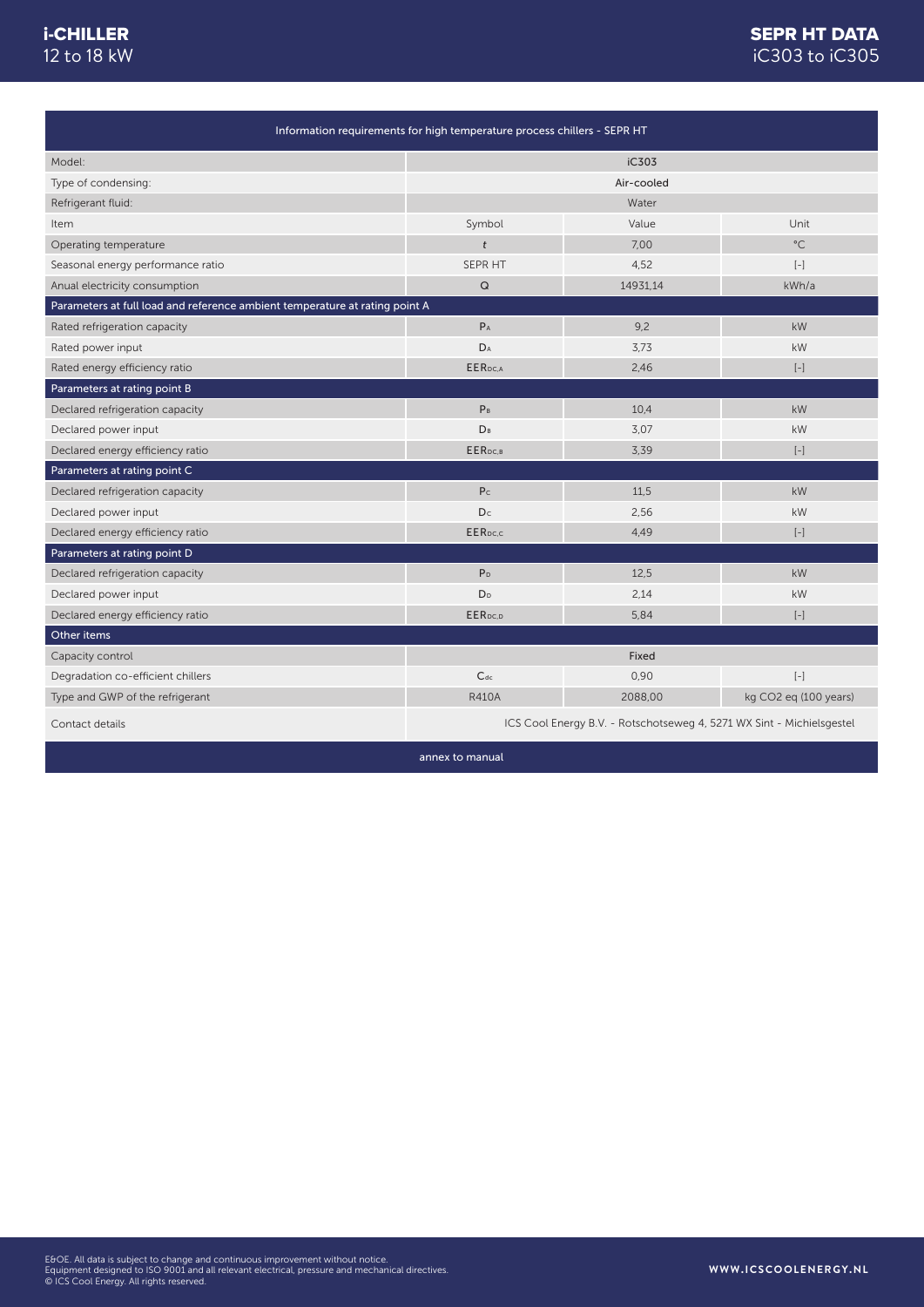| Information requirements for high temperature process chillers - SEPR HT | | | |
|---|---|---|---|
| Model: | iC303 | | |
| Type of condensing: | Air-cooled | | |
| Refrigerant fluid: | Water | | |
| Item | Symbol | Value | Unit |
| Operating temperature | *t* | 7,00 | °C |
| Seasonal energy performance ratio | SEPR HT | 4,52 | [-] |
| Anual electricity consumption | Q | 14931,14 | kWh/a |
| **Parameters at full load and reference ambient temperature at rating point A** | | | |
| Rated refrigeration capacity | $P_A$ | 9,2 | kW |
| Rated power input | $D_A$ | 3,73 | kW |
| Rated energy efficiency ratio | $EER_{DC,A}$ | 2,46 | [-] |
| **Parameters at rating point B** | | | |
| Declared refrigeration capacity | $P_B$ | 10,4 | kW |
| Declared power input | $D_B$ | 3,07 | kW |
| Declared energy efficiency ratio | $EER_{DC,B}$ | 3,39 | [-] |
| **Parameters at rating point C** | | | |
| Declared refrigeration capacity | $P_C$ | 11,5 | kW |
| Declared power input | $D_C$ | 2,56 | kW |
| Declared energy efficiency ratio | $EER_{DC,C}$ | 4,49 | [-] |
| **Parameters at rating point D** | | | |
| Declared refrigeration capacity | $P_D$ | 12,5 | kW |
| Declared power input | $D_D$ | 2,14 | kW |
| Declared energy efficiency ratio | $EER_{DC,D}$ | 5,84 | [-] |
| **Other items** | | | |
| Capacity control | Fixed | | |
| Degradation co-efficient chillers | $C_{dc}$ | 0,90 | [-] |
| Type and GWP of the refrigerant | R410A | 2088,00 | kg $CO_2$ eq (100 years) |
| Contact details | ICS Cool Energy B.V. - Rotschotseweg 4, 5271 WX Sint - Michielsgestel | | |
| annex to manual | | | |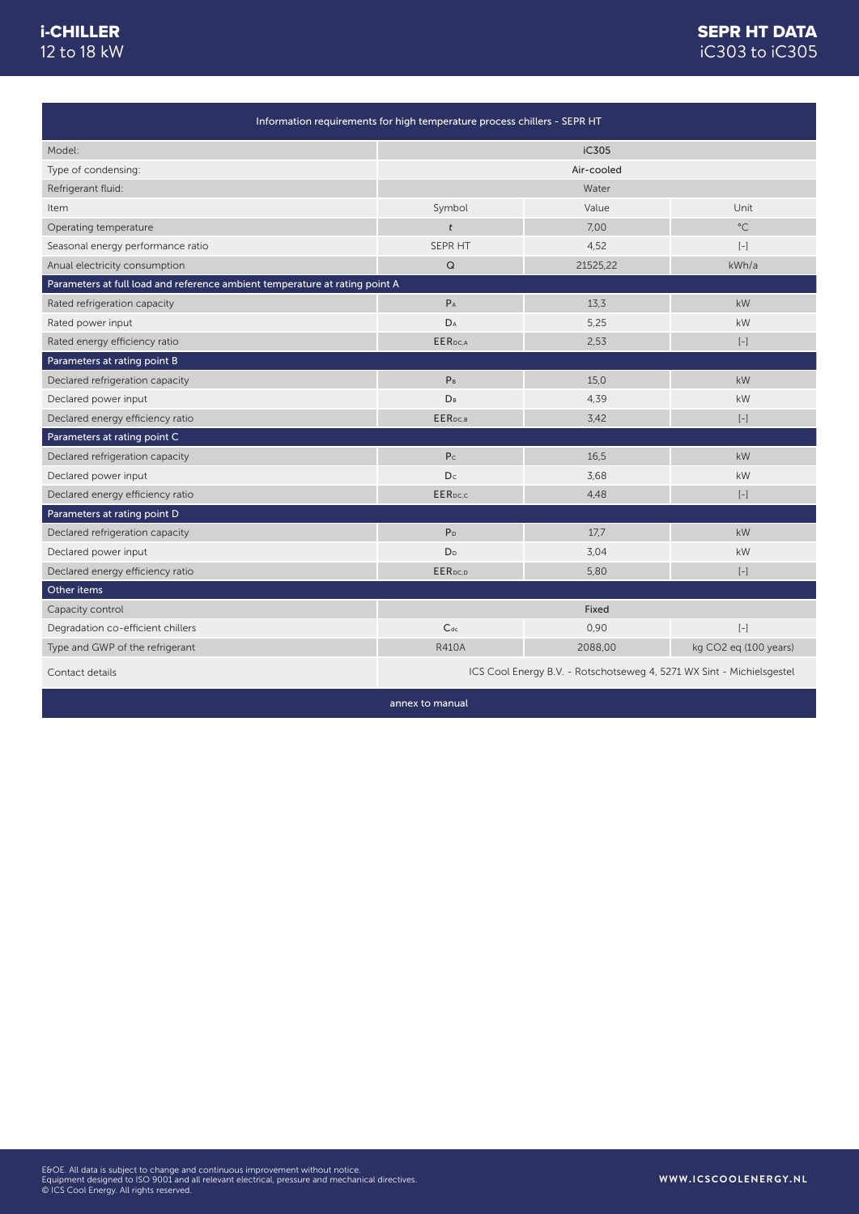# i-CHILLER
12 to 18 kW

# SEPR HT DATA
iC303 to iC305

| Information requirements for high temperature process chillers - SEPR HT | | | |
|---|---|---|---|
| Model: | iC305 | | |
| Type of condensing: | Air-cooled | | |
| Refrigerant fluid: | Water | | |
| Item | Symbol | Value | Unit |
| Operating temperature | $t$ | 7,00 | °C |
| Seasonal energy performance ratio | SEPR HT | 4,52 | [-] |
| Anual electricity consumption | Q | 21525,22 | kWh/a |
| **Parameters at full load and reference ambient temperature at rating point A** | | | |
| Rated refrigeration capacity | $P_A$ | 13,3 | kW |
| Rated power input | $D_A$ | 5,25 | kW |
| Rated energy efficiency ratio | $EER_{DC,A}$ | 2,53 | [-] |
| **Parameters at rating point B** | | | |
| Declared refrigeration capacity | $P_B$ | 15,0 | kW |
| Declared power input | $D_B$ | 4,39 | kW |
| Declared energy efficiency ratio | $EER_{DC,B}$ | 3,42 | [-] |
| **Parameters at rating point C** | | | |
| Declared refrigeration capacity | $P_C$ | 16,5 | kW |
| Declared power input | $D_C$ | 3,68 | kW |
| Declared energy efficiency ratio | $EER_{DC,C}$ | 4,48 | [-] |
| **Parameters at rating point D** | | | |
| Declared refrigeration capacity | $P_D$ | 17,7 | kW |
| Declared power input | $D_D$ | 3,04 | kW |
| Declared energy efficiency ratio | $EER_{DC,D}$ | 5,80 | [-] |
| **Other items** | | | |
| Capacity control | Fixed | | |
| Degradation co-efficient chillers | $C_{dc}$ | 0,90 | [-] |
| Type and GWP of the refrigerant | R410A | 2088,00 | kg CO2 eq (100 years) |
| Contact details | ICS Cool Energy B.V. - Rotschotseweg 4, 5271 WX Sint - Michielsgestel | | |
| annex to manual | | | |

E&OE. All data is subject to change and continuous improvement without notice.
Equipment designed to ISO 9001 and all relevant electrical, pressure and mechanical directives.
© ICS Cool Energy. All rights reserved.

WWW.ICSCOOLENERGY.NL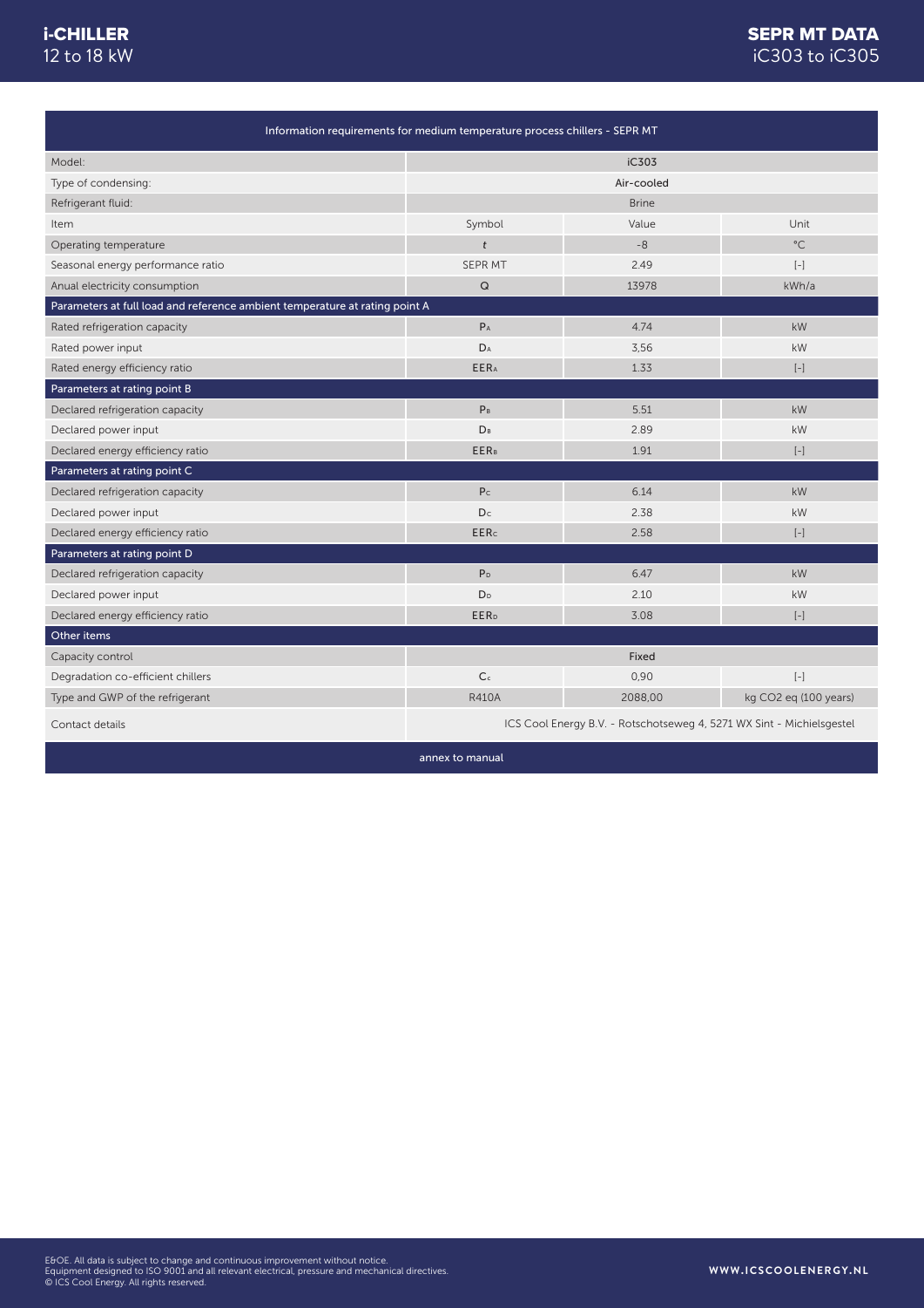# i-CHILLER
12 to 18 kW

# SEPR MT DATA
iC303 to iC305

| Information requirements for medium temperature process chillers - SEPR MT | | | |
|---|---|---|---|
| Model: | iC303 | | |
| Type of condensing: | Air-cooled | | |
| Refrigerant fluid: | Brine | | |
| Item | Symbol | Value | Unit |
| Operating temperature | *t* | -8 | °C |
| Seasonal energy performance ratio | SEPR MT | 2.49 | [-] |
| Anual electricity consumption | Q | 13978 | kWh/a |
| **Parameters at full load and reference ambient temperature at rating point A** | | | |
| Rated refrigeration capacity | $P_A$ | 4.74 | kW |
| Rated power input | $D_A$ | 3,56 | kW |
| Rated energy efficiency ratio | $EER_A$ | 1.33 | [-] |
| **Parameters at rating point B** | | | |
| Declared refrigeration capacity | $P_B$ | 5.51 | kW |
| Declared power input | $D_B$ | 2.89 | kW |
| Declared energy efficiency ratio | $EER_B$ | 1.91 | [-] |
| **Parameters at rating point C** | | | |
| Declared refrigeration capacity | $P_C$ | 6.14 | kW |
| Declared power input | $D_C$ | 2.38 | kW |
| Declared energy efficiency ratio | $EER_C$ | 2.58 | [-] |
| **Parameters at rating point D** | | | |
| Declared refrigeration capacity | $P_D$ | 6.47 | kW |
| Declared power input | $D_D$ | 2.10 | kW |
| Declared energy efficiency ratio | $EER_D$ | 3.08 | [-] |
| **Other items** | | | |
| Capacity control | Fixed | | |
| Degradation co-efficient chillers | $C_c$ | 0,90 | [-] |
| Type and GWP of the refrigerant | R410A | 2088,00 | kg CO2 eq (100 years) |
| Contact details | ICS Cool Energy B.V. - Rotschotseweg 4, 5271 WX Sint - Michielsgestel | | |

annex to manual

E&OE. All data is subject to change and continuous improvement without notice.
Equipment designed to ISO 9001 and all relevant electrical, pressure and mechanical directives.
© ICS Cool Energy. All rights reserved.

WWW.ICSCOOLENERGY.NL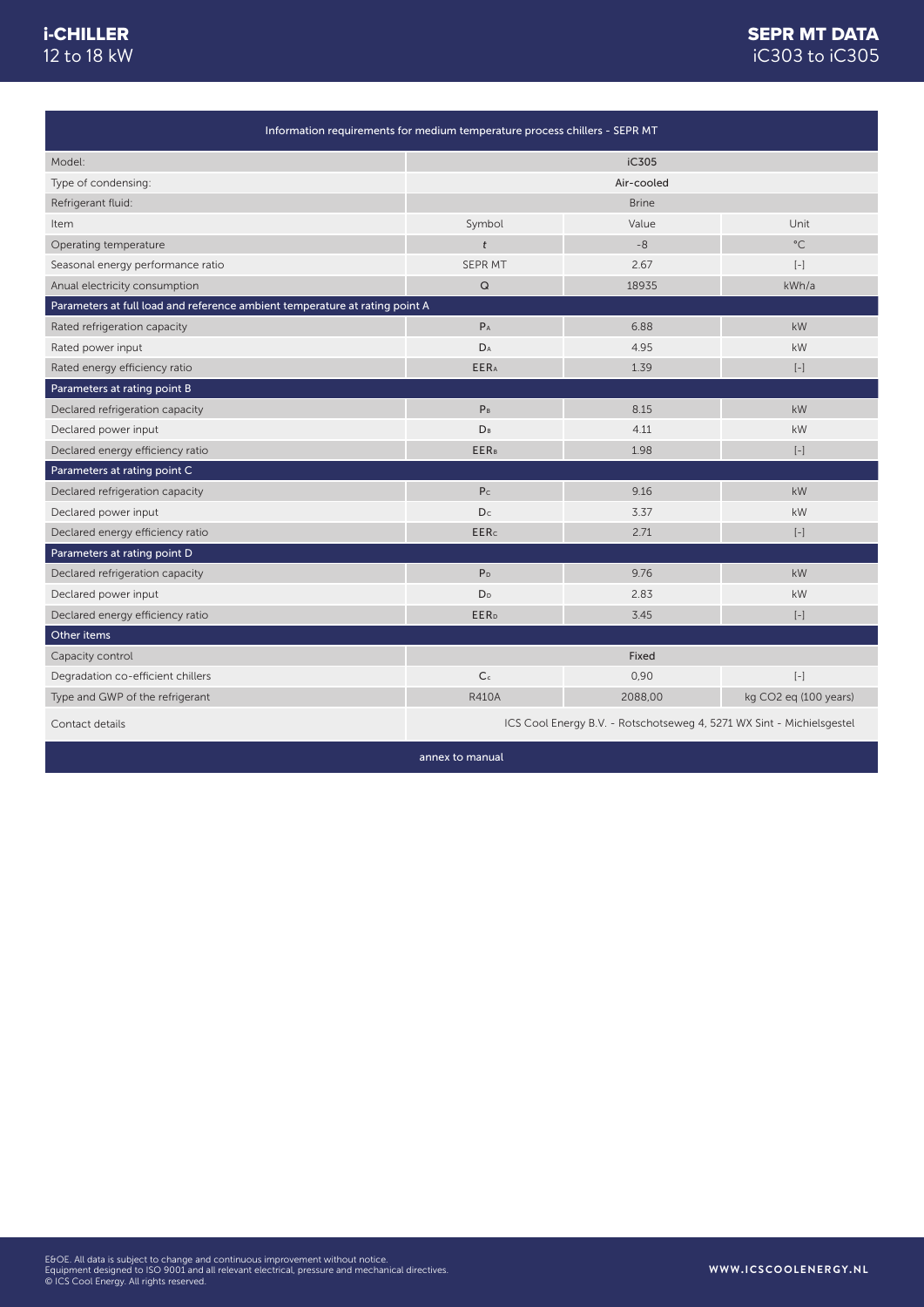# i-CHILLER 12 to 18 kW

## SEPR MT DATA iC303 to iC305

| Information requirements for medium temperature process chillers - SEPR MT | | | |
|---|---|---|---|
| Model: | iC305 | | |
| Type of condensing: | Air-cooled | | |
| Refrigerant fluid: | Brine | | |
| Item | Symbol | Value | Unit |
| Operating temperature | *t* | -8 | °C |
| Seasonal energy performance ratio | SEPR MT | 2.67 | [-] |
| Anual electricity consumption | Q | 18935 | kWh/a |
| **Parameters at full load and reference ambient temperature at rating point A** | | | |
| Rated refrigeration capacity | $P_A$ | 6.88 | kW |
| Rated power input | $D_A$ | 4.95 | kW |
| Rated energy efficiency ratio | $EER_A$ | 1.39 | [-] |
| **Parameters at rating point B** | | | |
| Declared refrigeration capacity | $P_B$ | 8.15 | kW |
| Declared power input | $D_B$ | 4.11 | kW |
| Declared energy efficiency ratio | $EER_B$ | 1.98 | [-] |
| **Parameters at rating point C** | | | |
| Declared refrigeration capacity | $P_C$ | 9.16 | kW |
| Declared power input | $D_C$ | 3.37 | kW |
| Declared energy efficiency ratio | $EER_C$ | 2.71 | [-] |
| **Parameters at rating point D** | | | |
| Declared refrigeration capacity | $P_D$ | 9.76 | kW |
| Declared power input | $D_D$ | 2.83 | kW |
| Declared energy efficiency ratio | $EER_D$ | 3.45 | [-] |
| **Other items** | | | |
| Capacity control | Fixed | | |
| Degradation co-efficient chillers | $C_c$ | 0,90 | [-] |
| Type and GWP of the refrigerant | R410A | 2088,00 | kg $CO_2$ eq (100 years) |
| Contact details | ICS Cool Energy B.V. - Rotschotseweg 4, 5271 WX Sint - Michielsgestel | | |

annex to manual

E&OE. All data is subject to change and continuous improvement without notice.
Equipment designed to ISO 9001 and all relevant electrical, pressure and mechanical directives.
© ICS Cool Energy. All rights reserved.

WWW.ICSCOOLENERGY.NL